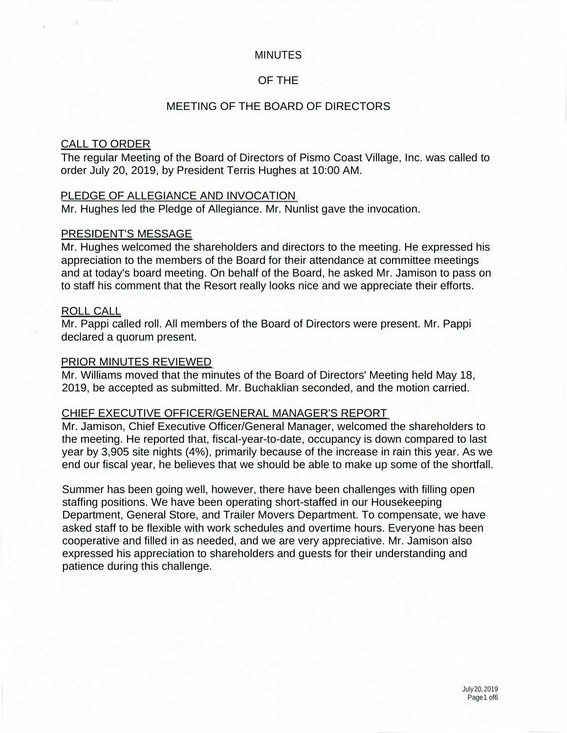# MINUTES

# OF THE

# MEETING OF THE BOARD OF DIRECTORS

## CALL TO ORDER

The regular Meeting of the Board of Directors of Pismo Coast Village, Inc. was called to order July 20, 2019, by President Terris Hughes at 10:00 AM.

## PLEDGE OF ALLEGIANCE AND INVOCATION

Mr. Hughes led the Pledge of Allegiance. Mr. Nunlist gave the invocation.

## PRESIDENT'S MESSAGE

Mr. Hughes welcomed the shareholders and directors to the meeting. He expressed his appreciation to the members of the Board for their attendance at committee meetings and at today's board meeting. On behalf of the Board, he asked Mr. Jamison to pass on to staff his comment that the Resort really looks nice and we appreciate their efforts.

## ROLL CALL

Mr. Pappi called roll. All members of the Board of Directors were present. Mr. Pappi declared a quorum present.

## PRIOR MINUTES REVIEWED

Mr. Williams moved that the minutes of the Board of Directors' Meeting held May 18, 2019, be accepted as submitted. Mr. Buchaklian seconded, and the motion carried.

## CHIEF EXECUTIVE OFFICER/GENERAL MANAGER'S REPORT

Mr. Jamison, Chief Executive Officer/General Manager, welcomed the shareholders to the meeting. He reported that, fiscal-year-to-date, occupancy is down compared to last year by 3,905 site nights (4%), primarily because of the increase in rain this year. As we end our fiscal year, he believes that we should be able to make up some of the shortfall.

Summer has been going well, however, there have been challenges with filling open staffing positions. We have been operating short-staffed in our Housekeeping Department, General Store, and Trailer Movers Department. To compensate, we have asked staff to be flexible with work schedules and overtime hours. Everyone has been cooperative and filled in as needed, and we are very appreciative. Mr. Jamison also expressed his appreciation to shareholders and guests for their understanding and patience during this challenge.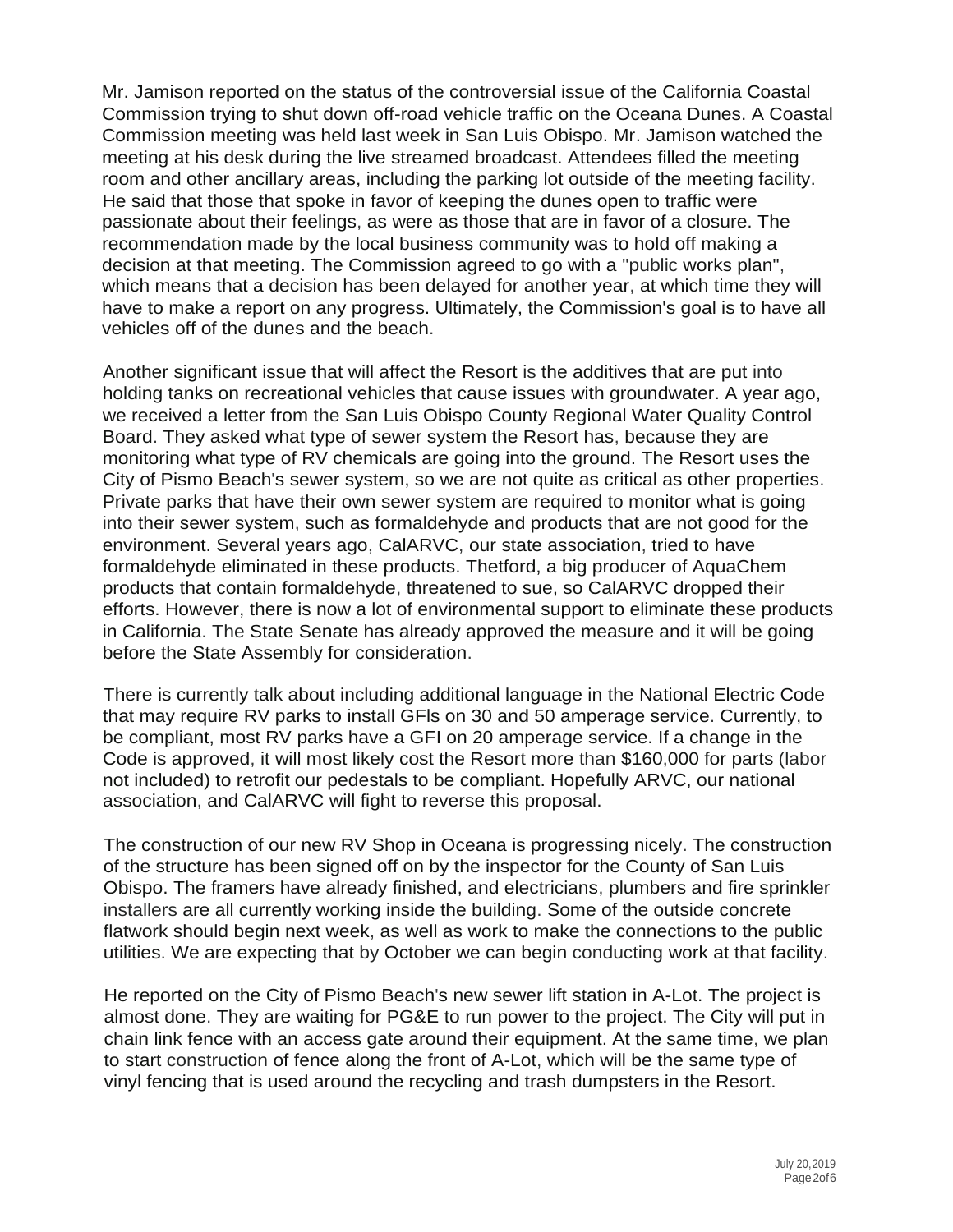Mr. Jamison reported on the status of the controversial issue of the California Coastal Commission trying to shut down off-road vehicle traffic on the Oceana Dunes. A Coastal Commission meeting was held last week in San Luis Obispo. Mr. Jamison watched the meeting at his desk during the live streamed broadcast. Attendees filled the meeting room and other ancillary areas, including the parking lot outside of the meeting facility. He said that those that spoke in favor of keeping the dunes open to traffic were passionate about their feelings, as were as those that are in favor of a closure. The recommendation made by the local business community was to hold off making a decision at that meeting. The Commission agreed to go with a "public works plan", which means that a decision has been delayed for another year, at which time they will have to make a report on any progress. Ultimately, the Commission's goal is to have all vehicles off of the dunes and the beach.

Another significant issue that will affect the Resort is the additives that are put into holding tanks on recreational vehicles that cause issues with groundwater. A year ago, we received a letter from the San Luis Obispo County Regional Water Quality Control Board. They asked what type of sewer system the Resort has, because they are monitoring what type of RV chemicals are going into the ground. The Resort uses the City of Pismo Beach's sewer system, so we are not quite as critical as other properties. Private parks that have their own sewer system are required to monitor what is going into their sewer system, such as formaldehyde and products that are not good for the environment. Several years ago, CalARVC, our state association, tried to have formaldehyde eliminated in these products. Thetford, a big producer of AquaChem products that contain formaldehyde, threatened to sue, so CalARVC dropped their efforts. However, there is now a lot of environmental support to eliminate these products in California. The State Senate has already approved the measure and it will be going before the State Assembly for consideration.

There is currently talk about including additional language in the National Electric Code that may require RV parks to install GFls on 30 and 50 amperage service. Currently, to be compliant, most RV parks have a GFI on 20 amperage service. If a change in the Code is approved, it will most likely cost the Resort more than $160,000 for parts (labor not included) to retrofit our pedestals to be compliant. Hopefully ARVC, our national association, and CalARVC will fight to reverse this proposal.

The construction of our new RV Shop in Oceana is progressing nicely. The construction of the structure has been signed off on by the inspector for the County of San Luis Obispo. The framers have already finished, and electricians, plumbers and fire sprinkler installers are all currently working inside the building. Some of the outside concrete flatwork should begin next week, as well as work to make the connections to the public utilities. We are expecting that by October we can begin conducting work at that facility.

He reported on the City of Pismo Beach's new sewer lift station in A-Lot. The project is almost done. They are waiting for PG&E to run power to the project. The City will put in chain link fence with an access gate around their equipment. At the same time, we plan to start construction of fence along the front of A-Lot, which will be the same type of vinyl fencing that is used around the recycling and trash dumpsters in the Resort.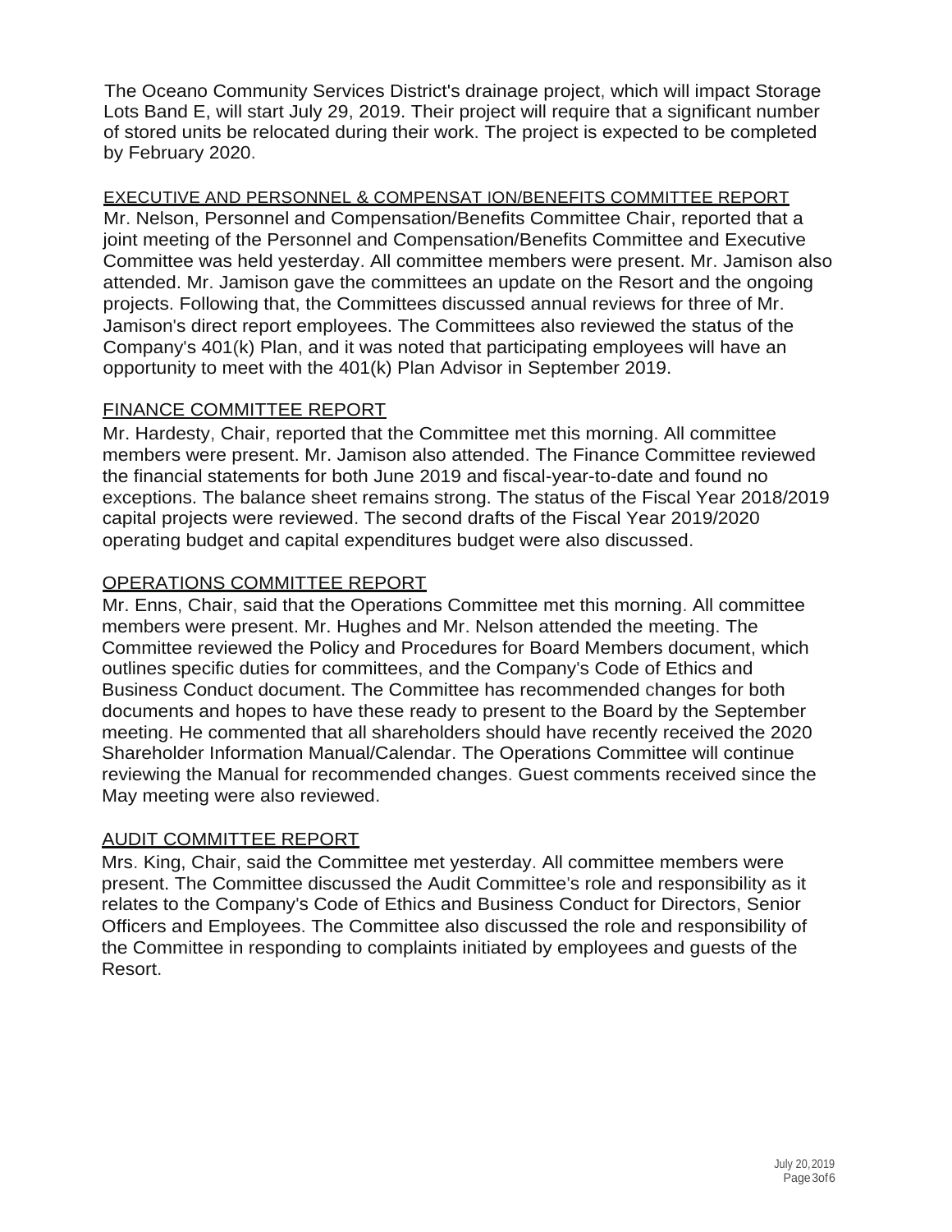The Oceano Community Services District's drainage project, which will impact Storage Lots Band E, will start July 29, 2019. Their project will require that a significant number of stored units be relocated during their work. The project is expected to be completed by February 2020.

## EXECUTIVE AND PERSONNEL & COMPENSATION/BENEFITS COMMITTEE REPORT

Mr. Nelson, Personnel and Compensation/Benefits Committee Chair, reported that a joint meeting of the Personnel and Compensation/Benefits Committee and Executive Committee was held yesterday. All committee members were present. Mr. Jamison also attended. Mr. Jamison gave the committees an update on the Resort and the ongoing projects. Following that, the Committees discussed annual reviews for three of Mr. Jamison's direct report employees. The Committees also reviewed the status of the Company's 401(k) Plan, and it was noted that participating employees will have an opportunity to meet with the 401(k) Plan Advisor in September 2019.

## FINANCE COMMITTEE REPORT

Mr. Hardesty, Chair, reported that the Committee met this morning. All committee members were present. Mr. Jamison also attended. The Finance Committee reviewed the financial statements for both June 2019 and fiscal-year-to-date and found no exceptions. The balance sheet remains strong. The status of the Fiscal Year 2018/2019 capital projects were reviewed. The second drafts of the Fiscal Year 2019/2020 operating budget and capital expenditures budget were also discussed.

## OPERATIONS COMMITTEE REPORT

Mr. Enns, Chair, said that the Operations Committee met this morning. All committee members were present. Mr. Hughes and Mr. Nelson attended the meeting. The Committee reviewed the Policy and Procedures for Board Members document, which outlines specific duties for committees, and the Company's Code of Ethics and Business Conduct document. The Committee has recommended changes for both documents and hopes to have these ready to present to the Board by the September meeting. He commented that all shareholders should have recently received the 2020 Shareholder Information Manual/Calendar. The Operations Committee will continue reviewing the Manual for recommended changes. Guest comments received since the May meeting were also reviewed.

## AUDIT COMMITTEE REPORT

Mrs. King, Chair, said the Committee met yesterday. All committee members were present. The Committee discussed the Audit Committee's role and responsibility as it relates to the Company's Code of Ethics and Business Conduct for Directors, Senior Officers and Employees. The Committee also discussed the role and responsibility of the Committee in responding to complaints initiated by employees and guests of the Resort.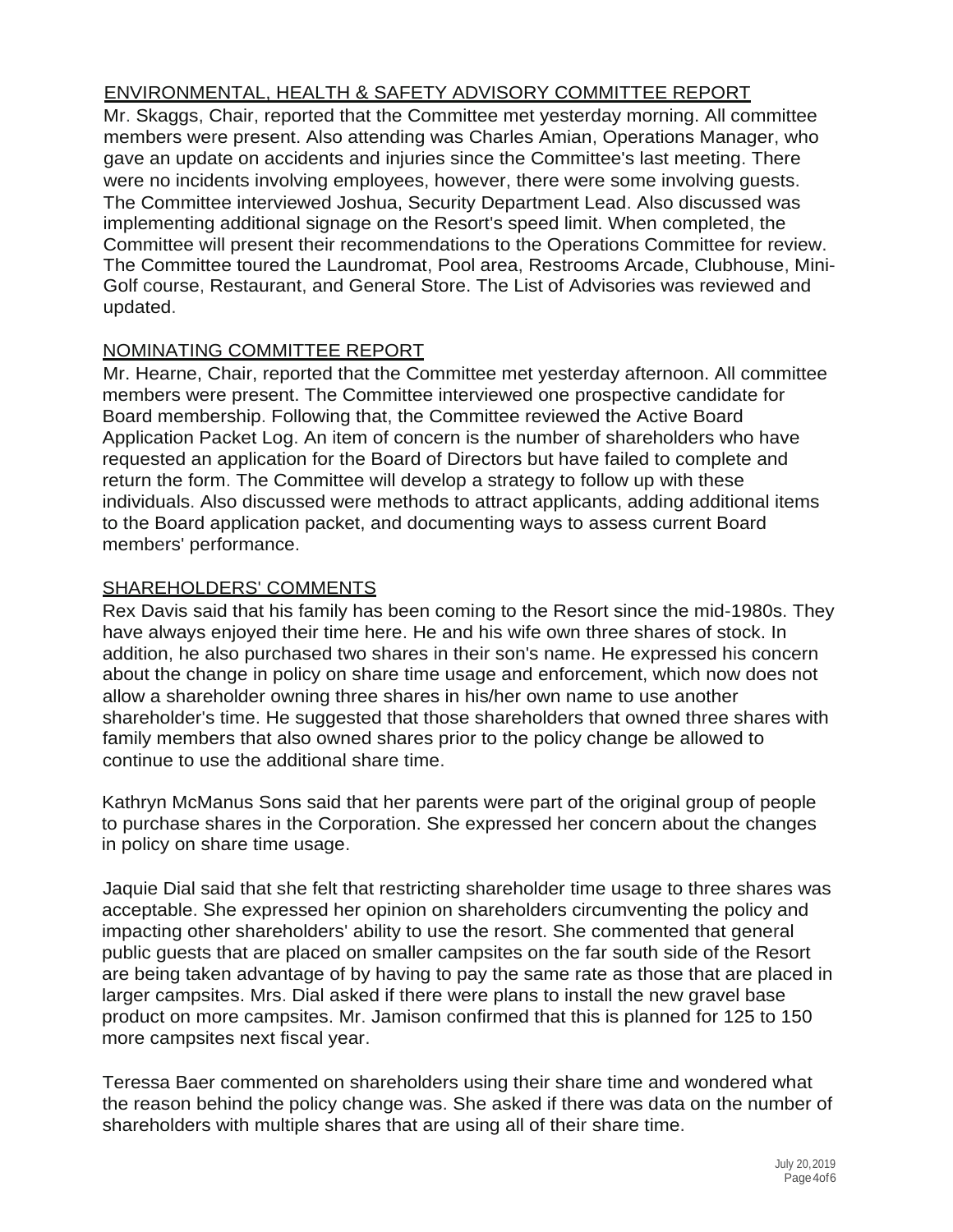## ENVIRONMENTAL, HEALTH & SAFETY ADVISORY COMMITTEE REPORT

Mr. Skaggs, Chair, reported that the Committee met yesterday morning. All committee members were present. Also attending was Charles Amian, Operations Manager, who gave an update on accidents and injuries since the Committee's last meeting. There were no incidents involving employees, however, there were some involving guests. The Committee interviewed Joshua, Security Department Lead. Also discussed was implementing additional signage on the Resort's speed limit. When completed, the Committee will present their recommendations to the Operations Committee for review. The Committee toured the Laundromat, Pool area, Restrooms Arcade, Clubhouse, Mini-Golf course, Restaurant, and General Store. The List of Advisories was reviewed and updated.

## NOMINATING COMMITTEE REPORT

Mr. Hearne, Chair, reported that the Committee met yesterday afternoon. All committee members were present. The Committee interviewed one prospective candidate for Board membership. Following that, the Committee reviewed the Active Board Application Packet Log. An item of concern is the number of shareholders who have requested an application for the Board of Directors but have failed to complete and return the form. The Committee will develop a strategy to follow up with these individuals. Also discussed were methods to attract applicants, adding additional items to the Board application packet, and documenting ways to assess current Board members' performance.

## SHAREHOLDERS' COMMENTS

Rex Davis said that his family has been coming to the Resort since the mid-1980s. They have always enjoyed their time here. He and his wife own three shares of stock. In addition, he also purchased two shares in their son's name. He expressed his concern about the change in policy on share time usage and enforcement, which now does not allow a shareholder owning three shares in his/her own name to use another shareholder's time. He suggested that those shareholders that owned three shares with family members that also owned shares prior to the policy change be allowed to continue to use the additional share time.

Kathryn McManus Sons said that her parents were part of the original group of people to purchase shares in the Corporation. She expressed her concern about the changes in policy on share time usage.

Jaquie Dial said that she felt that restricting shareholder time usage to three shares was acceptable. She expressed her opinion on shareholders circumventing the policy and impacting other shareholders' ability to use the resort. She commented that general public guests that are placed on smaller campsites on the far south side of the Resort are being taken advantage of by having to pay the same rate as those that are placed in larger campsites. Mrs. Dial asked if there were plans to install the new gravel base product on more campsites. Mr. Jamison confirmed that this is planned for 125 to 150 more campsites next fiscal year.

Teressa Baer commented on shareholders using their share time and wondered what the reason behind the policy change was. She asked if there was data on the number of shareholders with multiple shares that are using all of their share time.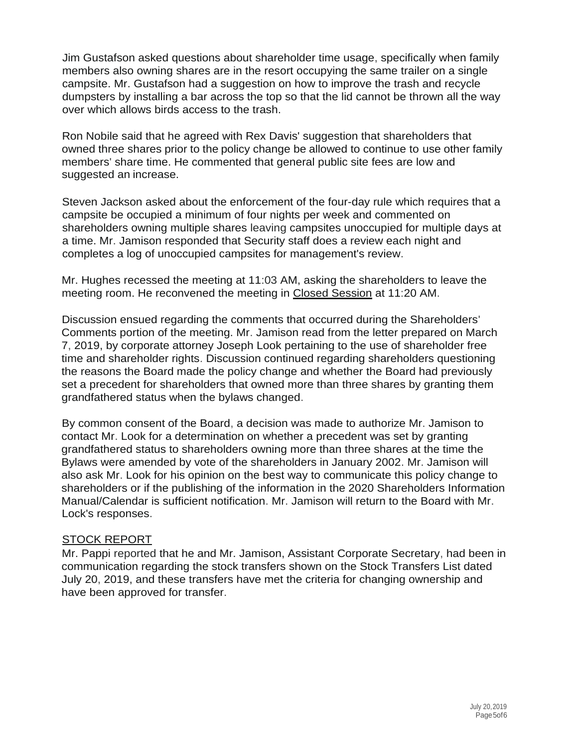Jim Gustafson asked questions about shareholder time usage, specifically when family members also owning shares are in the resort occupying the same trailer on a single campsite. Mr. Gustafson had a suggestion on how to improve the trash and recycle dumpsters by installing a bar across the top so that the lid cannot be thrown all the way over which allows birds access to the trash.

Ron Nobile said that he agreed with Rex Davis' suggestion that shareholders that owned three shares prior to the policy change be allowed to continue to use other family members' share time. He commented that general public site fees are low and suggested an increase.

Steven Jackson asked about the enforcement of the four-day rule which requires that a campsite be occupied a minimum of four nights per week and commented on shareholders owning multiple shares leaving campsites unoccupied for multiple days at a time. Mr. Jamison responded that Security staff does a review each night and completes a log of unoccupied campsites for management's review.

Mr. Hughes recessed the meeting at 11:03 AM, asking the shareholders to leave the meeting room. He reconvened the meeting in Closed Session at 11:20 AM.

Discussion ensued regarding the comments that occurred during the Shareholders' Comments portion of the meeting. Mr. Jamison read from the letter prepared on March 7, 2019, by corporate attorney Joseph Look pertaining to the use of shareholder free time and shareholder rights. Discussion continued regarding shareholders questioning the reasons the Board made the policy change and whether the Board had previously set a precedent for shareholders that owned more than three shares by granting them grandfathered status when the bylaws changed.

By common consent of the Board, a decision was made to authorize Mr. Jamison to contact Mr. Look for a determination on whether a precedent was set by granting grandfathered status to shareholders owning more than three shares at the time the Bylaws were amended by vote of the shareholders in January 2002. Mr. Jamison will also ask Mr. Look for his opinion on the best way to communicate this policy change to shareholders or if the publishing of the information in the 2020 Shareholders Information Manual/Calendar is sufficient notification. Mr. Jamison will return to the Board with Mr. Lock's responses.

## STOCK REPORT

Mr. Pappi reported that he and Mr. Jamison, Assistant Corporate Secretary, had been in communication regarding the stock transfers shown on the Stock Transfers List dated July 20, 2019, and these transfers have met the criteria for changing ownership and have been approved for transfer.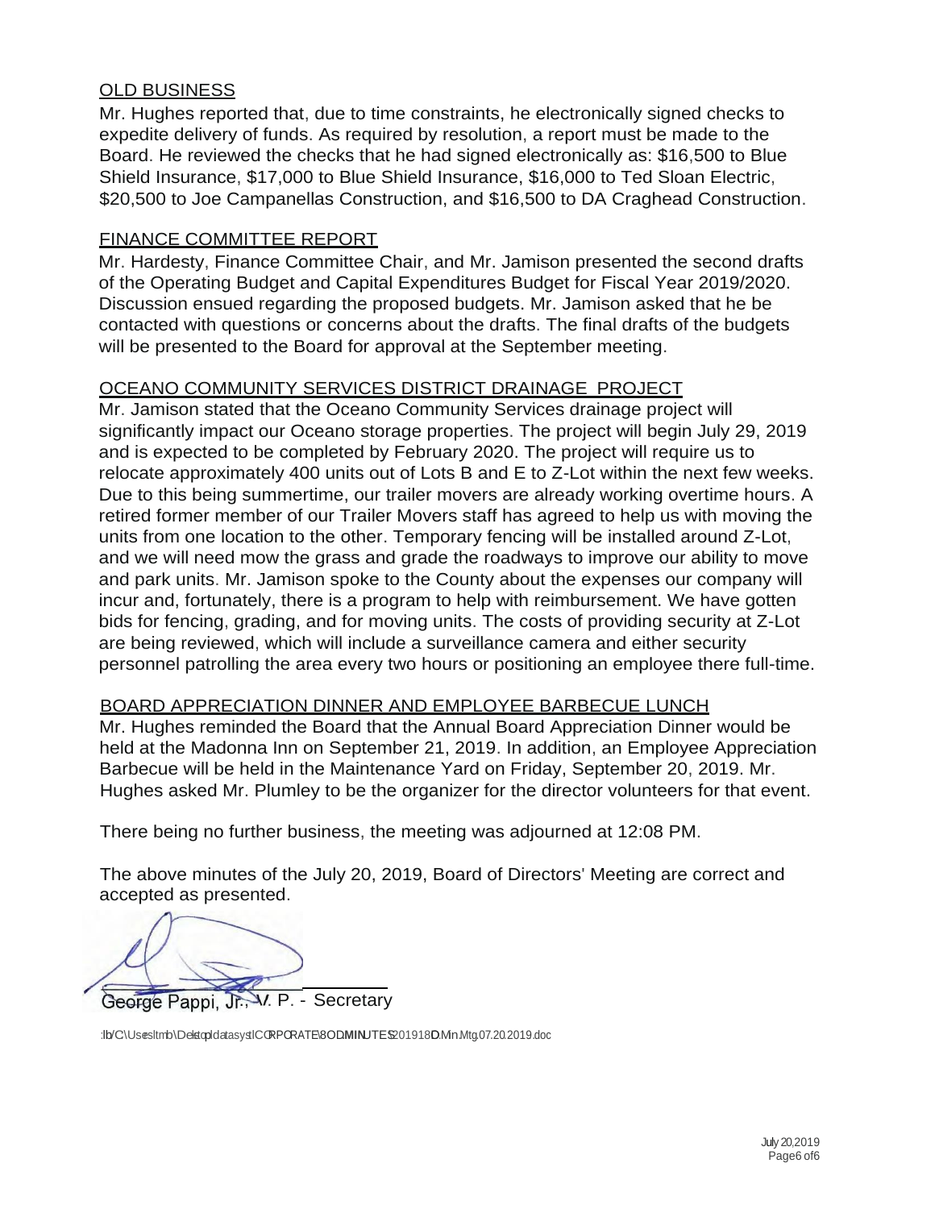## OLD BUSINESS

Mr. Hughes reported that, due to time constraints, he electronically signed checks to expedite delivery of funds. As required by resolution, a report must be made to the Board. He reviewed the checks that he had signed electronically as: $16,500 to Blue Shield Insurance, $17,000 to Blue Shield Insurance, $16,000 to Ted Sloan Electric, $20,500 to Joe Campanellas Construction, and $16,500 to DA Craghead Construction.

## FINANCE COMMITTEE REPORT

Mr. Hardesty, Finance Committee Chair, and Mr. Jamison presented the second drafts of the Operating Budget and Capital Expenditures Budget for Fiscal Year 2019/2020. Discussion ensued regarding the proposed budgets. Mr. Jamison asked that he be contacted with questions or concerns about the drafts. The final drafts of the budgets will be presented to the Board for approval at the September meeting.

## OCEANO COMMUNITY SERVICES DISTRICT DRAINAGE PROJECT

Mr. Jamison stated that the Oceano Community Services drainage project will significantly impact our Oceano storage properties. The project will begin July 29, 2019 and is expected to be completed by February 2020. The project will require us to relocate approximately 400 units out of Lots B and E to Z-Lot within the next few weeks. Due to this being summertime, our trailer movers are already working overtime hours. A retired former member of our Trailer Movers staff has agreed to help us with moving the units from one location to the other. Temporary fencing will be installed around Z-Lot, and we will need mow the grass and grade the roadways to improve our ability to move and park units. Mr. Jamison spoke to the County about the expenses our company will incur and, fortunately, there is a program to help with reimbursement. We have gotten bids for fencing, grading, and for moving units. The costs of providing security at Z-Lot are being reviewed, which will include a surveillance camera and either security personnel patrolling the area every two hours or positioning an employee there full-time.

## BOARD APPRECIATION DINNER AND EMPLOYEE BARBECUE LUNCH

Mr. Hughes reminded the Board that the Annual Board Appreciation Dinner would be held at the Madonna Inn on September 21, 2019. In addition, an Employee Appreciation Barbecue will be held in the Maintenance Yard on Friday, September 20, 2019. Mr. Hughes asked Mr. Plumley to be the organizer for the director volunteers for that event.

There being no further business, the meeting was adjourned at 12:08 PM.

The above minutes of the July 20, 2019, Board of Directors' Meeting are correct and accepted as presented.

George Pappi, Jr., V. P. - Secretary

:lb/C:\Users\tmb\Desktop\datasys\CORPORATE\BOD\MINUTES\2019\BOD.Min.Mtg.07.20.2019.doc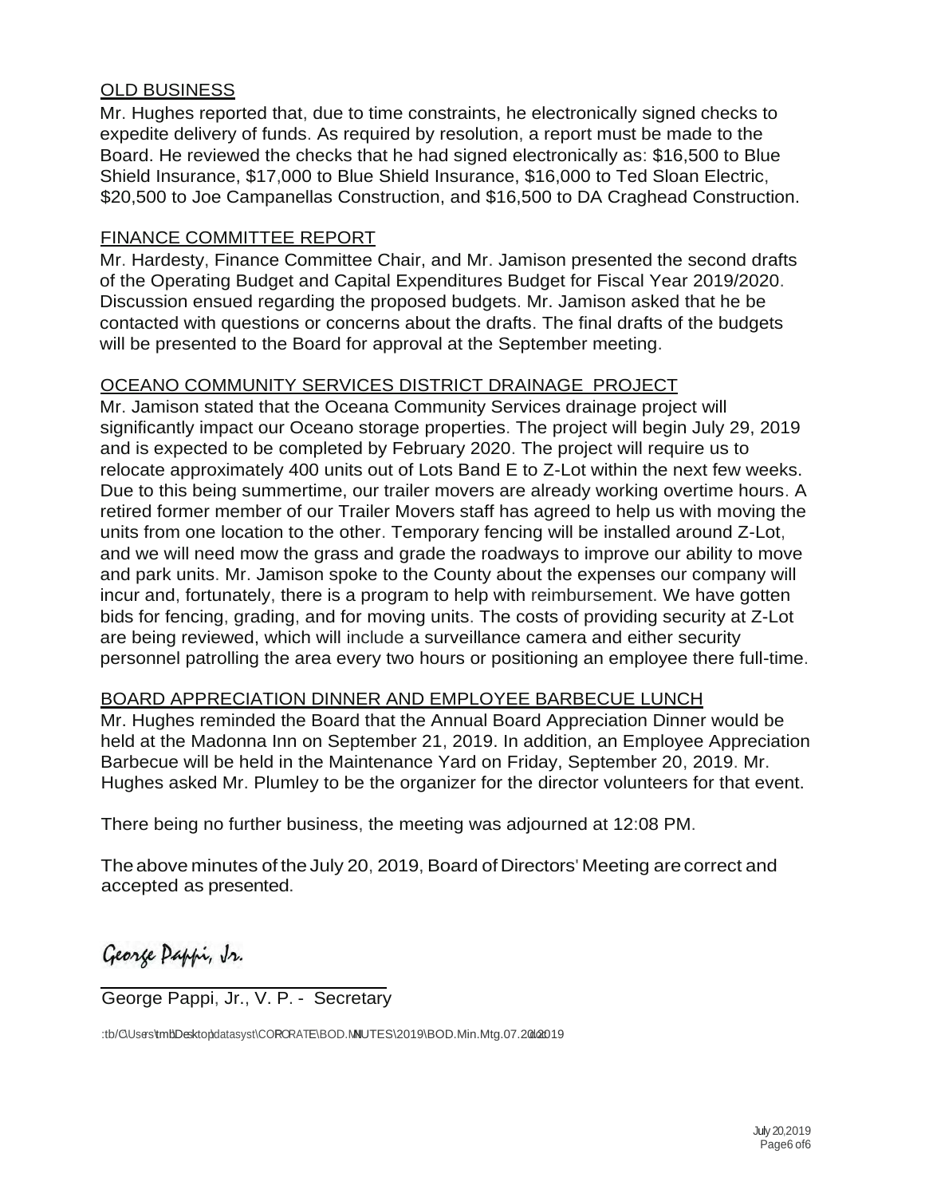## OLD BUSINESS

Mr. Hughes reported that, due to time constraints, he electronically signed checks to expedite delivery of funds. As required by resolution, a report must be made to the Board. He reviewed the checks that he had signed electronically as: $16,500 to Blue Shield Insurance, $17,000 to Blue Shield Insurance, $16,000 to Ted Sloan Electric, $20,500 to Joe Campanellas Construction, and $16,500 to DA Craghead Construction.

## FINANCE COMMITTEE REPORT

Mr. Hardesty, Finance Committee Chair, and Mr. Jamison presented the second drafts of the Operating Budget and Capital Expenditures Budget for Fiscal Year 2019/2020. Discussion ensued regarding the proposed budgets. Mr. Jamison asked that he be contacted with questions or concerns about the drafts. The final drafts of the budgets will be presented to the Board for approval at the September meeting.

## OCEANO COMMUNITY SERVICES DISTRICT DRAINAGE PROJECT

Mr. Jamison stated that the Oceana Community Services drainage project will significantly impact our Oceano storage properties. The project will begin July 29, 2019 and is expected to be completed by February 2020. The project will require us to relocate approximately 400 units out of Lots Band E to Z-Lot within the next few weeks. Due to this being summertime, our trailer movers are already working overtime hours. A retired former member of our Trailer Movers staff has agreed to help us with moving the units from one location to the other. Temporary fencing will be installed around Z-Lot, and we will need mow the grass and grade the roadways to improve our ability to move and park units. Mr. Jamison spoke to the County about the expenses our company will incur and, fortunately, there is a program to help with reimbursement. We have gotten bids for fencing, grading, and for moving units. The costs of providing security at Z-Lot are being reviewed, which will include a surveillance camera and either security personnel patrolling the area every two hours or positioning an employee there full-time.

## BOARD APPRECIATION DINNER AND EMPLOYEE BARBECUE LUNCH

Mr. Hughes reminded the Board that the Annual Board Appreciation Dinner would be held at the Madonna Inn on September 21, 2019. In addition, an Employee Appreciation Barbecue will be held in the Maintenance Yard on Friday, September 20, 2019. Mr. Hughes asked Mr. Plumley to be the organizer for the director volunteers for that event.

There being no further business, the meeting was adjourned at 12:08 PM.

The above minutes of the July 20, 2019, Board of Directors' Meeting are correct and accepted as presented.

*George Pappi, Jr.*

George Pappi, Jr., V. P. - Secretary

:tb/C\Users\tmb\Desktop\datasyst\CORPORATE\BOD.MINUTES\2019\BOD.Min.Mtg.07.20.2019